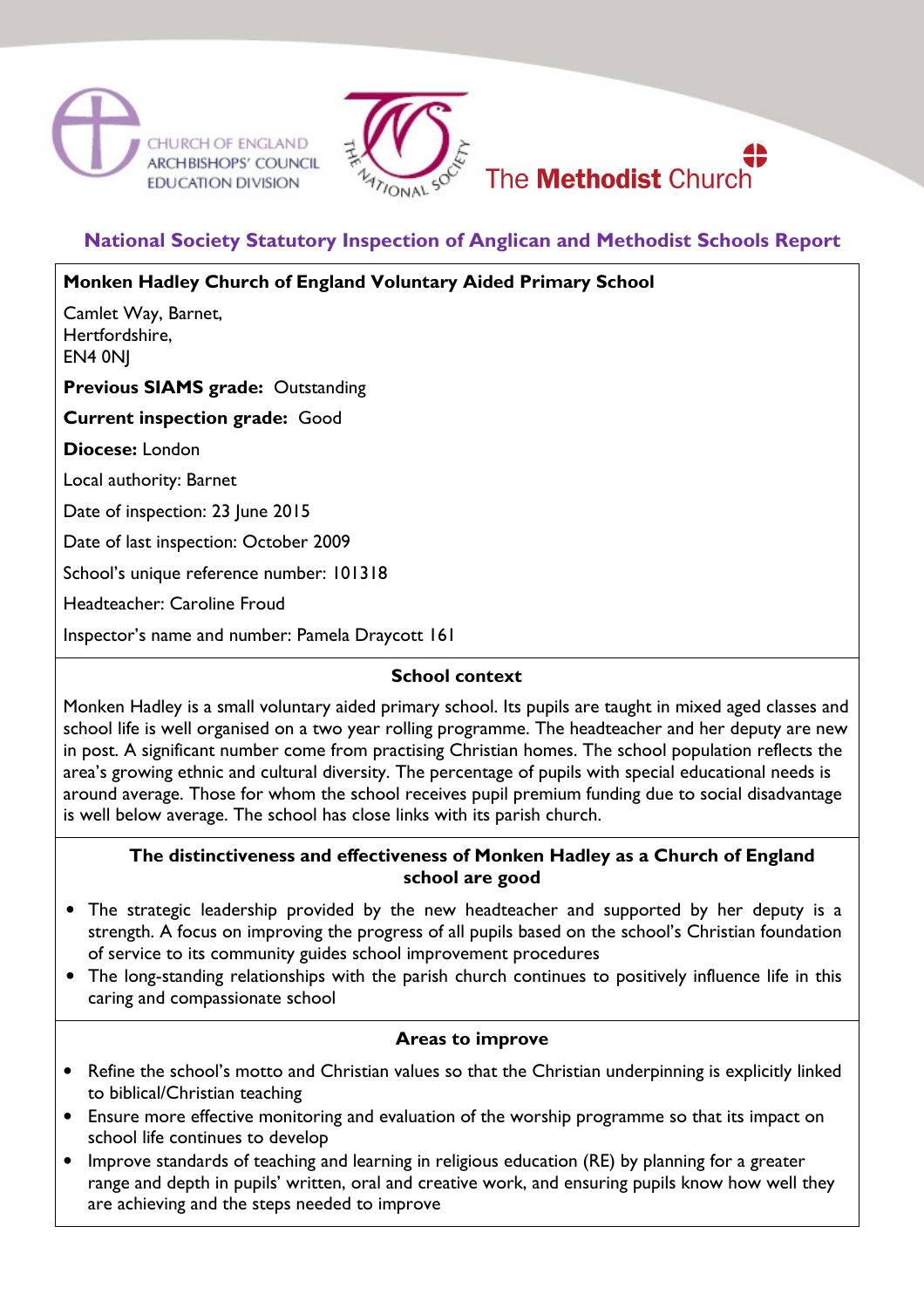CHURCH OF ENGLAND
ARCHBISHOPS' COUNCIL
EDUCATION DIVISION

THE NATIONAL SOCIETY

The **Methodist** Church

# National Society Statutory Inspection of Anglican and Methodist Schools Report

**Monken Hadley Church of England Voluntary Aided Primary School**

Camlet Way, Barnet,
Hertfordshire,
EN4 0NJ

**Previous SIAMS grade:** Outstanding

**Current inspection grade:** Good

**Diocese:** London

Local authority: Barnet

Date of inspection: 23 June 2015

Date of last inspection: October 2009

School's unique reference number: 101318

Headteacher: Caroline Froud

Inspector's name and number: Pamela Draycott 161

## School context

Monken Hadley is a small voluntary aided primary school. Its pupils are taught in mixed aged classes and school life is well organised on a two year rolling programme. The headteacher and her deputy are new in post. A significant number come from practising Christian homes. The school population reflects the area's growing ethnic and cultural diversity. The percentage of pupils with special educational needs is around average. Those for whom the school receives pupil premium funding due to social disadvantage is well below average. The school has close links with its parish church.

## The distinctiveness and effectiveness of Monken Hadley as a Church of England school are good

- The strategic leadership provided by the new headteacher and supported by her deputy is a strength. A focus on improving the progress of all pupils based on the school's Christian foundation of service to its community guides school improvement procedures
- The long-standing relationships with the parish church continues to positively influence life in this caring and compassionate school

## Areas to improve

- Refine the school's motto and Christian values so that the Christian underpinning is explicitly linked to biblical/Christian teaching
- Ensure more effective monitoring and evaluation of the worship programme so that its impact on school life continues to develop
- Improve standards of teaching and learning in religious education (RE) by planning for a greater range and depth in pupils' written, oral and creative work, and ensuring pupils know how well they are achieving and the steps needed to improve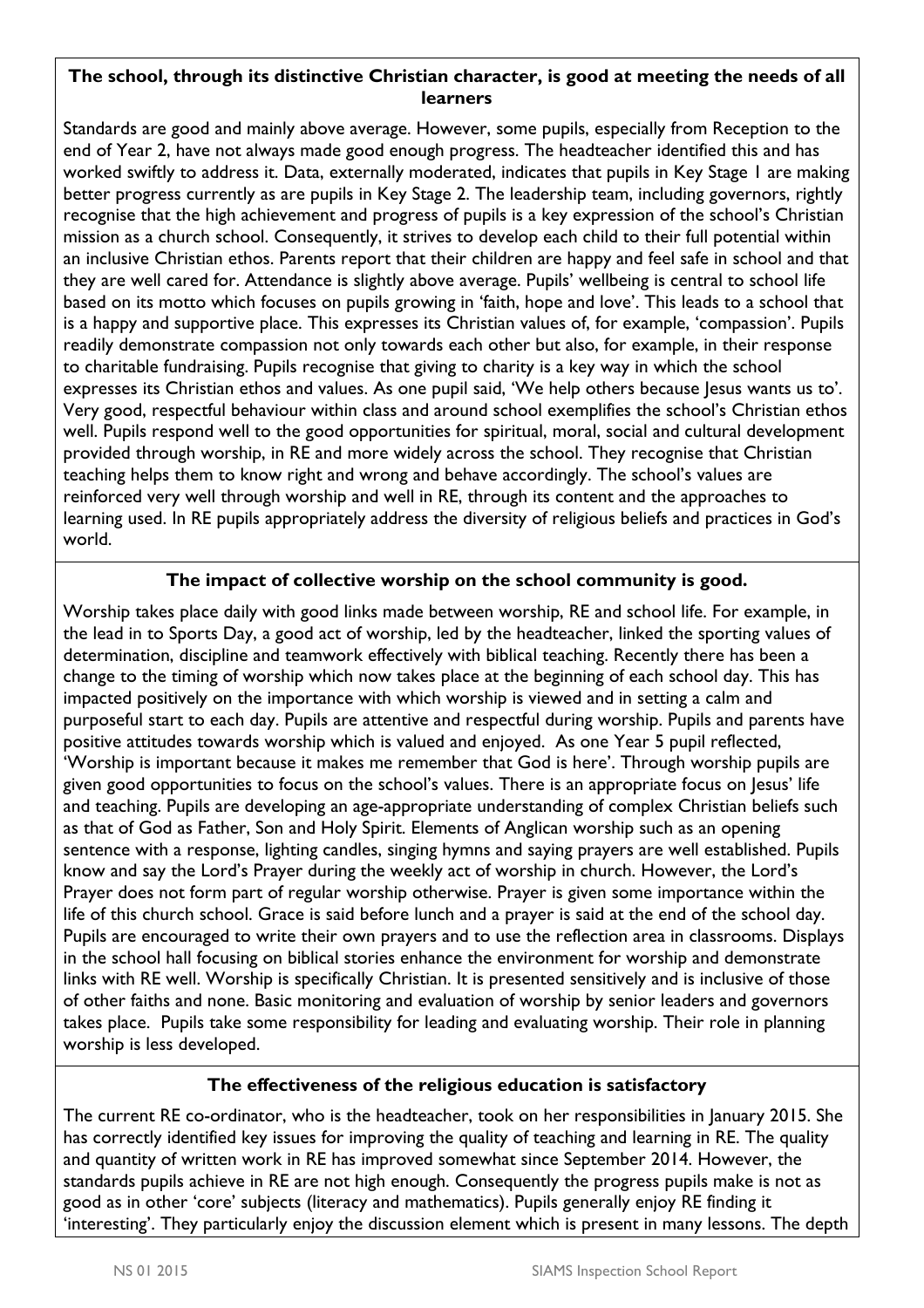**The school, through its distinctive Christian character, is good at meeting the needs of all learners**

Standards are good and mainly above average. However, some pupils, especially from Reception to the end of Year 2, have not always made good enough progress. The headteacher identified this and has worked swiftly to address it. Data, externally moderated, indicates that pupils in Key Stage 1 are making better progress currently as are pupils in Key Stage 2. The leadership team, including governors, rightly recognise that the high achievement and progress of pupils is a key expression of the school's Christian mission as a church school. Consequently, it strives to develop each child to their full potential within an inclusive Christian ethos. Parents report that their children are happy and feel safe in school and that they are well cared for. Attendance is slightly above average. Pupils' wellbeing is central to school life based on its motto which focuses on pupils growing in 'faith, hope and love'. This leads to a school that is a happy and supportive place. This expresses its Christian values of, for example, 'compassion'. Pupils readily demonstrate compassion not only towards each other but also, for example, in their response to charitable fundraising. Pupils recognise that giving to charity is a key way in which the school expresses its Christian ethos and values. As one pupil said, 'We help others because Jesus wants us to'. Very good, respectful behaviour within class and around school exemplifies the school's Christian ethos well. Pupils respond well to the good opportunities for spiritual, moral, social and cultural development provided through worship, in RE and more widely across the school. They recognise that Christian teaching helps them to know right and wrong and behave accordingly. The school's values are reinforced very well through worship and well in RE, through its content and the approaches to learning used. In RE pupils appropriately address the diversity of religious beliefs and practices in God's world.

**The impact of collective worship on the school community is good.**

Worship takes place daily with good links made between worship, RE and school life. For example, in the lead in to Sports Day, a good act of worship, led by the headteacher, linked the sporting values of determination, discipline and teamwork effectively with biblical teaching. Recently there has been a change to the timing of worship which now takes place at the beginning of each school day. This has impacted positively on the importance with which worship is viewed and in setting a calm and purposeful start to each day. Pupils are attentive and respectful during worship. Pupils and parents have positive attitudes towards worship which is valued and enjoyed. As one Year 5 pupil reflected, 'Worship is important because it makes me remember that God is here'. Through worship pupils are given good opportunities to focus on the school's values. There is an appropriate focus on Jesus' life and teaching. Pupils are developing an age-appropriate understanding of complex Christian beliefs such as that of God as Father, Son and Holy Spirit. Elements of Anglican worship such as an opening sentence with a response, lighting candles, singing hymns and saying prayers are well established. Pupils know and say the Lord's Prayer during the weekly act of worship in church. However, the Lord's Prayer does not form part of regular worship otherwise. Prayer is given some importance within the life of this church school. Grace is said before lunch and a prayer is said at the end of the school day. Pupils are encouraged to write their own prayers and to use the reflection area in classrooms. Displays in the school hall focusing on biblical stories enhance the environment for worship and demonstrate links with RE well. Worship is specifically Christian. It is presented sensitively and is inclusive of those of other faiths and none. Basic monitoring and evaluation of worship by senior leaders and governors takes place. Pupils take some responsibility for leading and evaluating worship. Their role in planning worship is less developed.

**The effectiveness of the religious education is satisfactory**

The current RE co-ordinator, who is the headteacher, took on her responsibilities in January 2015. She has correctly identified key issues for improving the quality of teaching and learning in RE. The quality and quantity of written work in RE has improved somewhat since September 2014. However, the standards pupils achieve in RE are not high enough. Consequently the progress pupils make is not as good as in other 'core' subjects (literacy and mathematics). Pupils generally enjoy RE finding it 'interesting'. They particularly enjoy the discussion element which is present in many lessons. The depth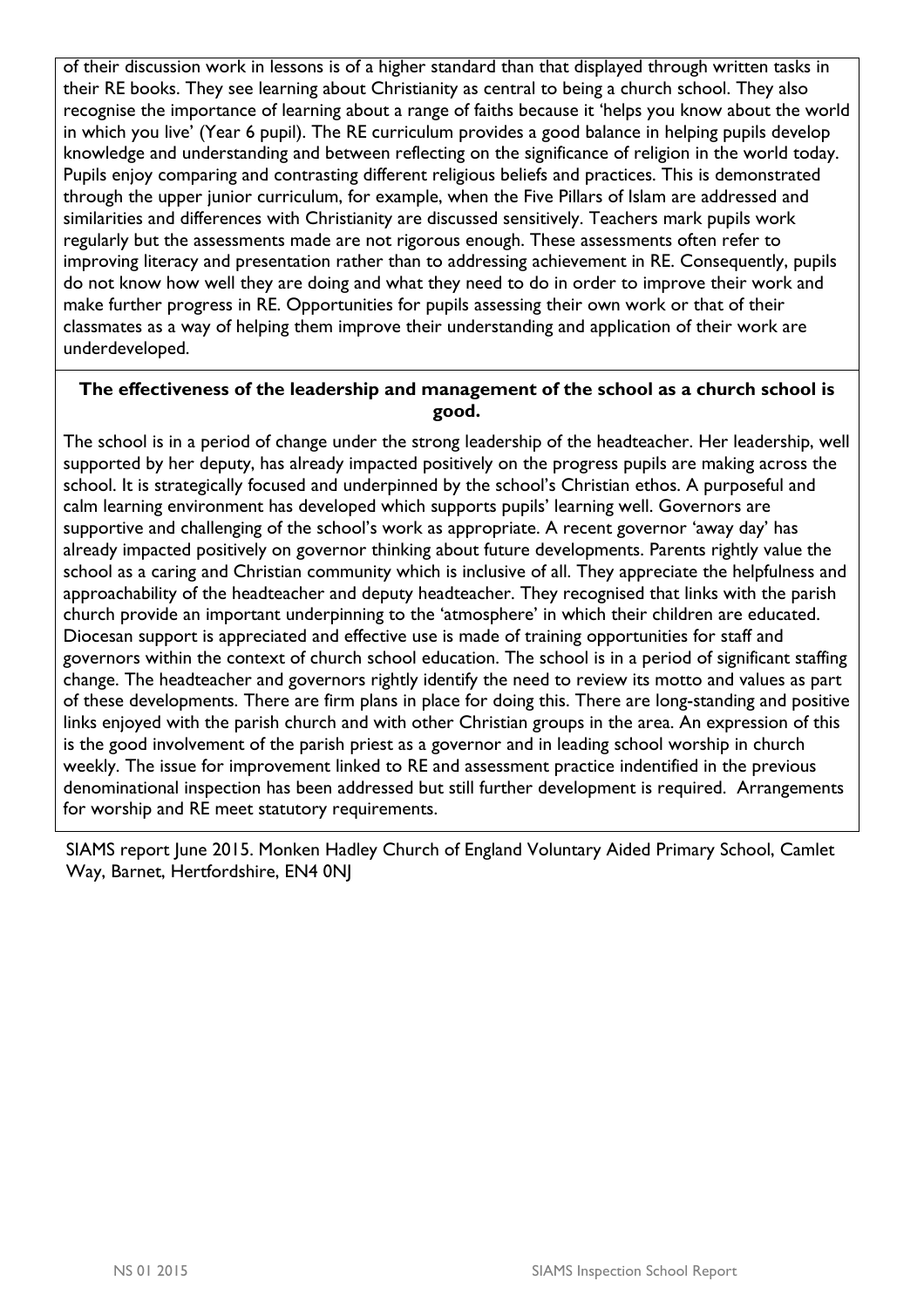of their discussion work in lessons is of a higher standard than that displayed through written tasks in their RE books. They see learning about Christianity as central to being a church school. They also recognise the importance of learning about a range of faiths because it 'helps you know about the world in which you live' (Year 6 pupil). The RE curriculum provides a good balance in helping pupils develop knowledge and understanding and between reflecting on the significance of religion in the world today. Pupils enjoy comparing and contrasting different religious beliefs and practices. This is demonstrated through the upper junior curriculum, for example, when the Five Pillars of Islam are addressed and similarities and differences with Christianity are discussed sensitively. Teachers mark pupils work regularly but the assessments made are not rigorous enough. These assessments often refer to improving literacy and presentation rather than to addressing achievement in RE. Consequently, pupils do not know how well they are doing and what they need to do in order to improve their work and make further progress in RE. Opportunities for pupils assessing their own work or that of their classmates as a way of helping them improve their understanding and application of their work are underdeveloped.

**The effectiveness of the leadership and management of the school as a church school is good.**

The school is in a period of change under the strong leadership of the headteacher. Her leadership, well supported by her deputy, has already impacted positively on the progress pupils are making across the school. It is strategically focused and underpinned by the school's Christian ethos. A purposeful and calm learning environment has developed which supports pupils' learning well. Governors are supportive and challenging of the school's work as appropriate. A recent governor 'away day' has already impacted positively on governor thinking about future developments. Parents rightly value the school as a caring and Christian community which is inclusive of all. They appreciate the helpfulness and approachability of the headteacher and deputy headteacher. They recognised that links with the parish church provide an important underpinning to the 'atmosphere' in which their children are educated. Diocesan support is appreciated and effective use is made of training opportunities for staff and governors within the context of church school education. The school is in a period of significant staffing change. The headteacher and governors rightly identify the need to review its motto and values as part of these developments. There are firm plans in place for doing this. There are long-standing and positive links enjoyed with the parish church and with other Christian groups in the area. An expression of this is the good involvement of the parish priest as a governor and in leading school worship in church weekly. The issue for improvement linked to RE and assessment practice indentified in the previous denominational inspection has been addressed but still further development is required. Arrangements for worship and RE meet statutory requirements.

SIAMS report June 2015. Monken Hadley Church of England Voluntary Aided Primary School, Camlet Way, Barnet, Hertfordshire, EN4 0NJ